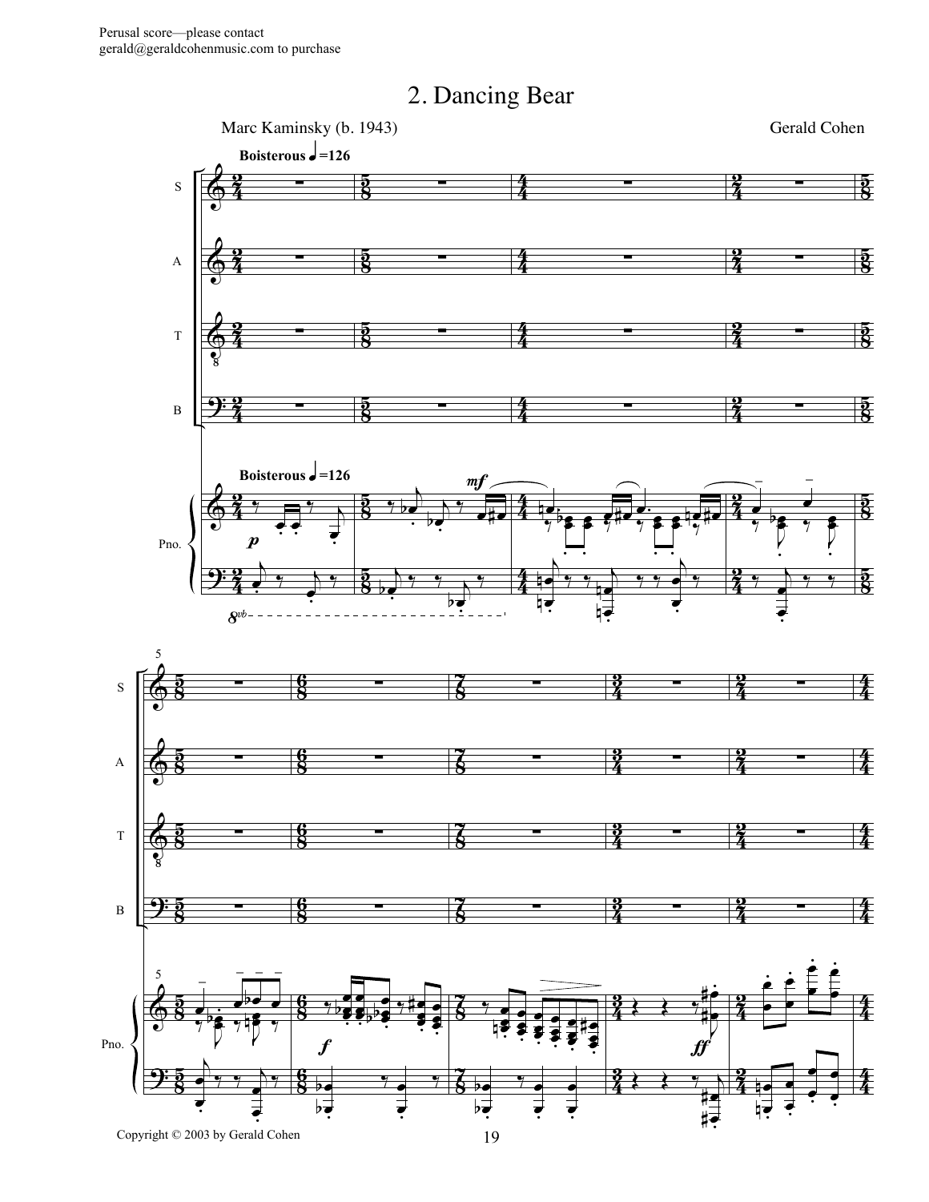Perusal score—please contact gerald@geraldcohenmusic.com to purchase

# 2. Dancing Bear

Marc Kaminsky (b. 1943)

Gerald Cohen

**Boisterous** ♩=126

Copyright © 2003 by Gerald Cohen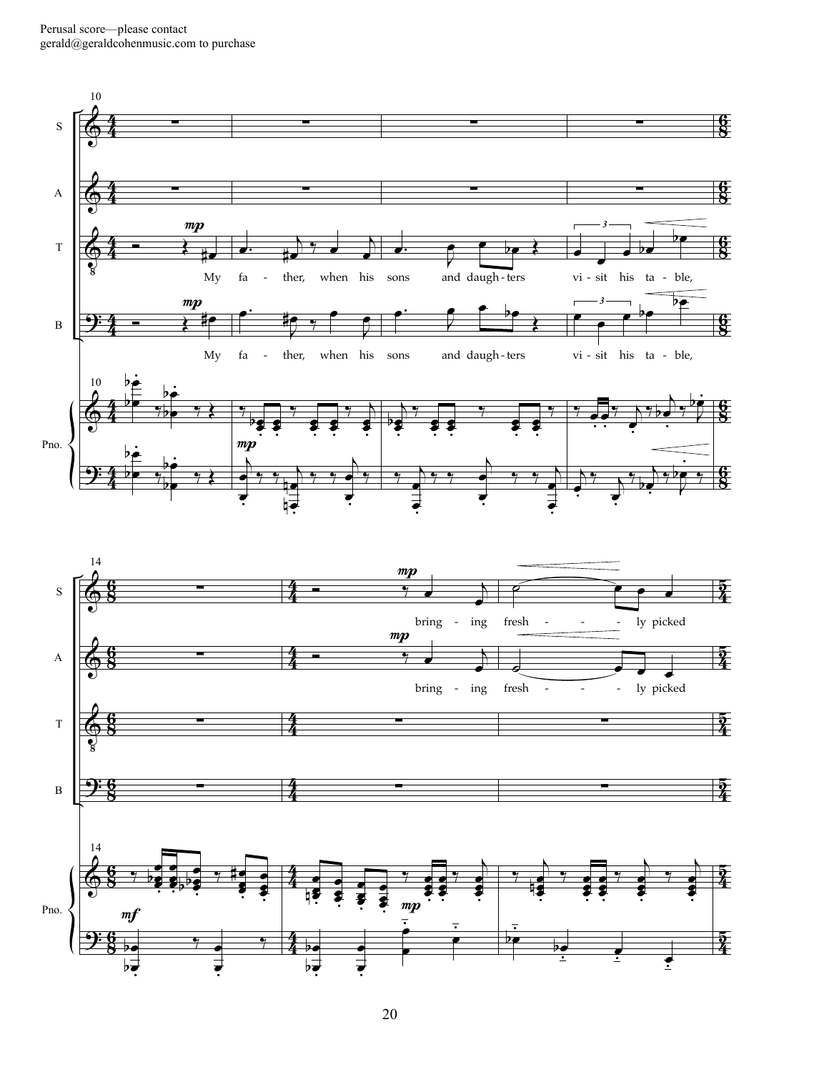Perusal score—please contact
gerald@geraldcohenmusic.com to purchase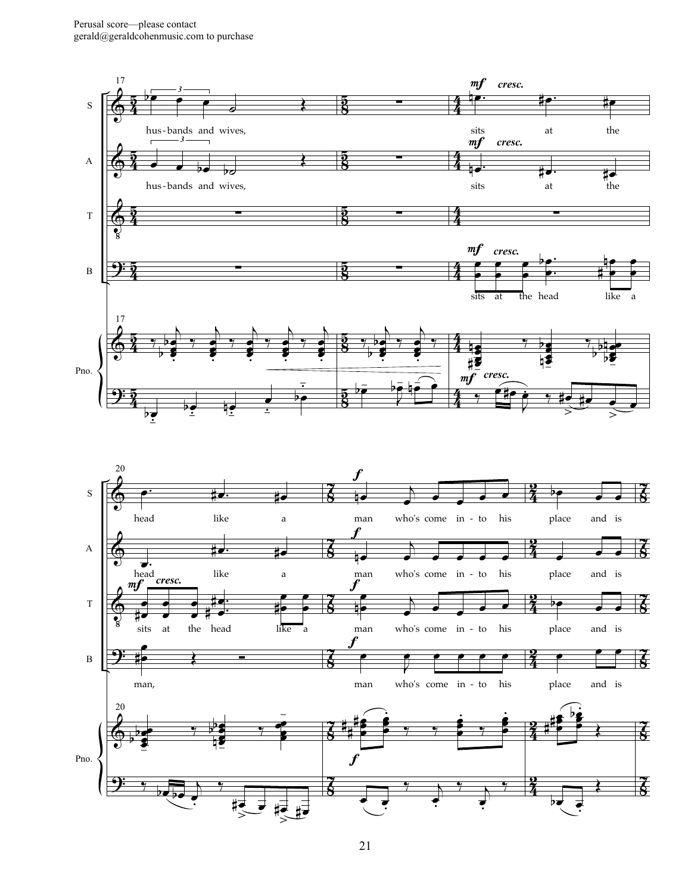**S:** hus-bands and wives, sits at the head like a man who's come in-to his place and is

**A:** hus-bands and wives, sits at the head like a man who's come in-to his place and is

**T:** sits at the head like a man who's come in-to his place and is

**B:** sits at the head like a man, man who's come in-to his place and is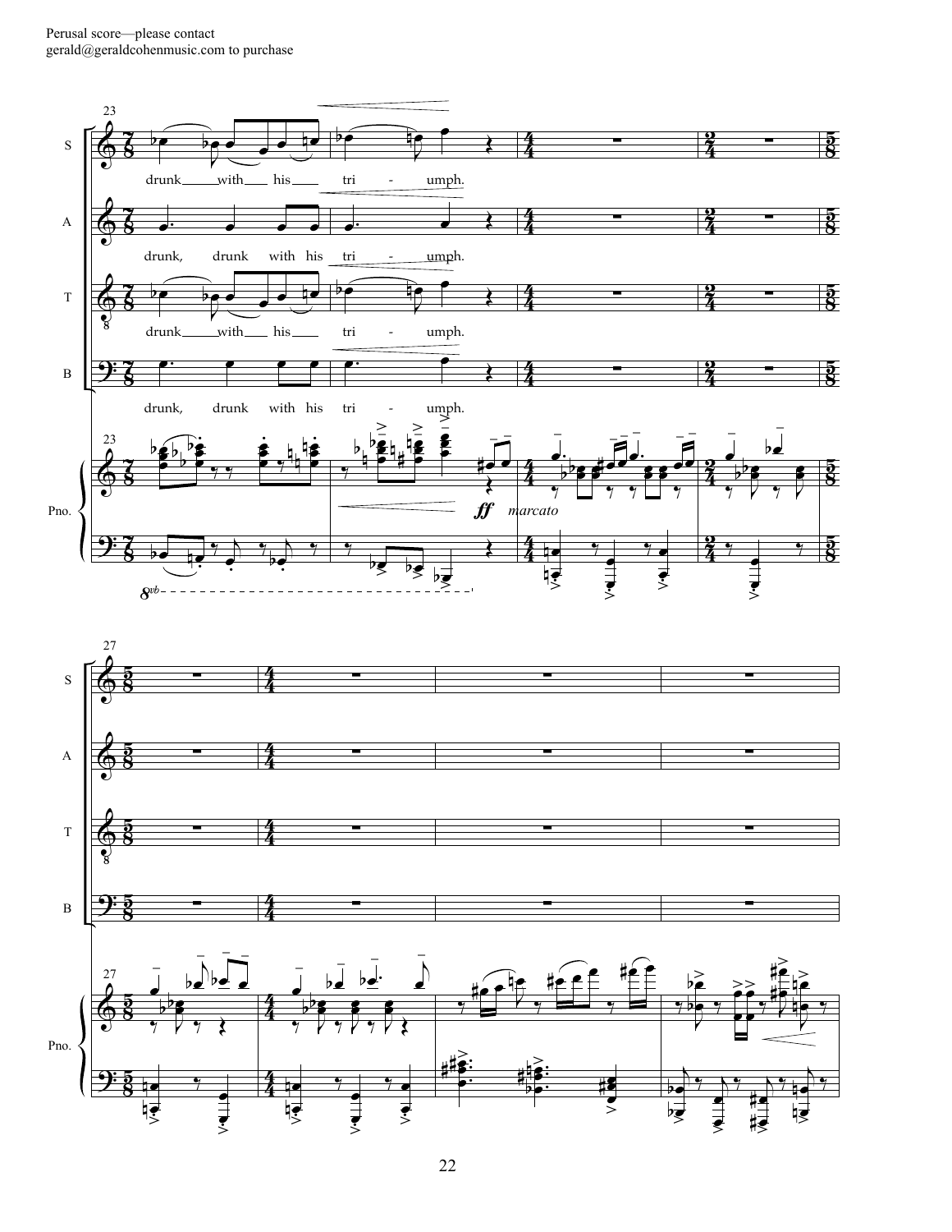Perusal score—please contact
gerald@geraldcohenmusic.com to purchase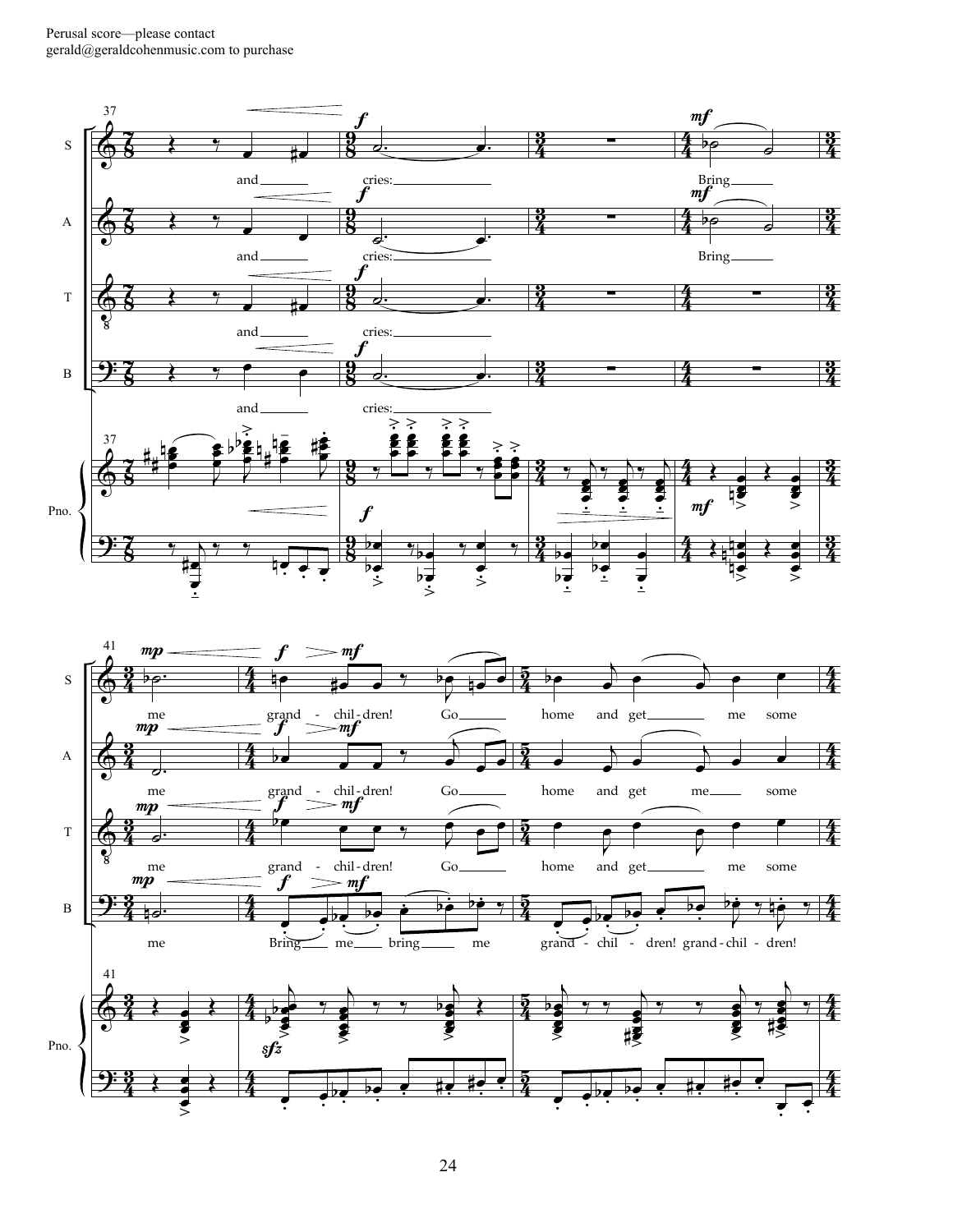Perusal score—please contact
gerald@geraldcohenmusic.com to purchase